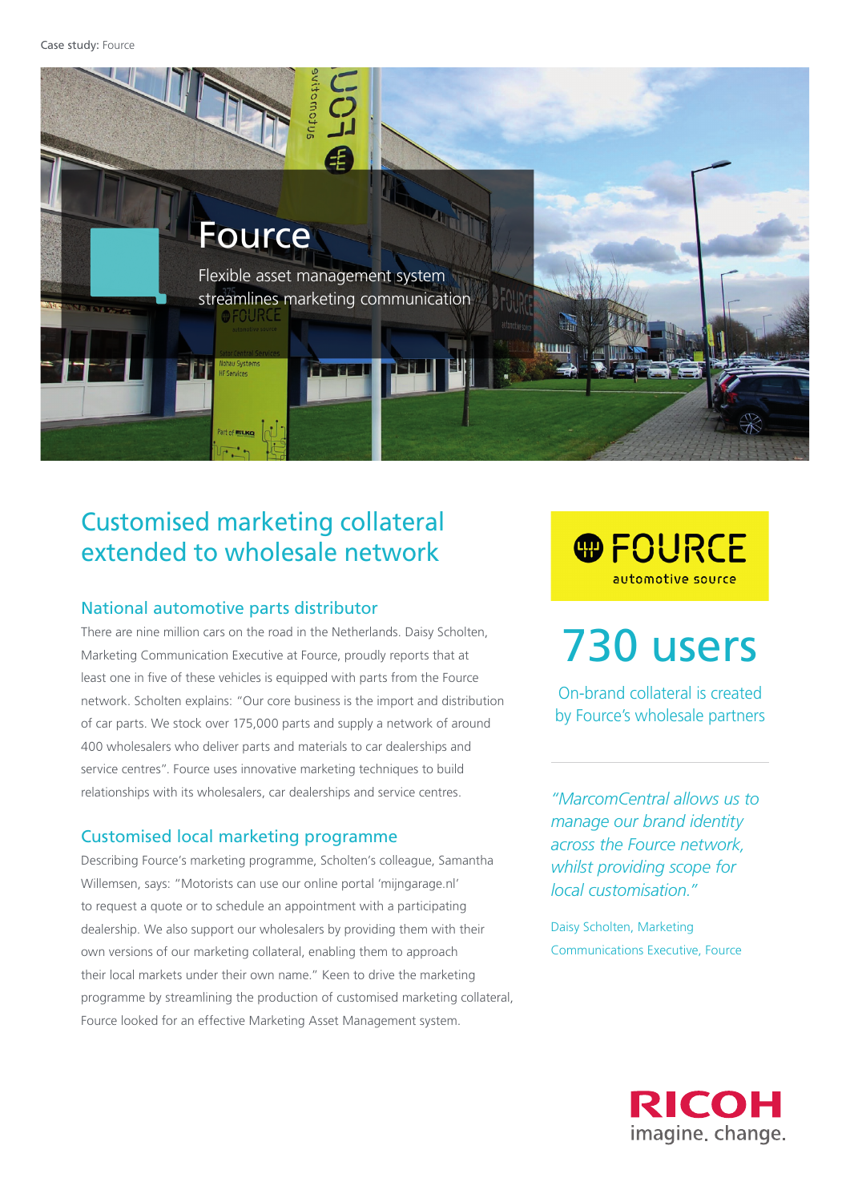Case study: Fource

# Fource

Flexible asset management system streamlines marketing communication

## Customised marketing collateral extended to wholesale network

### National automotive parts distributor

There are nine million cars on the road in the Netherlands. Daisy Scholten, Marketing Communication Executive at Fource, proudly reports that at least one in five of these vehicles is equipped with parts from the Fource network. Scholten explains: "Our core business is the import and distribution of car parts. We stock over 175,000 parts and supply a network of around 400 wholesalers who deliver parts and materials to car dealerships and service centres". Fource uses innovative marketing techniques to build relationships with its wholesalers, car dealerships and service centres.

### Customised local marketing programme

Describing Fource's marketing programme, Scholten's colleague, Samantha Willemsen, says: "Motorists can use our online portal 'mijngarage.nl' to request a quote or to schedule an appointment with a participating dealership. We also support our wholesalers by providing them with their own versions of our marketing collateral, enabling them to approach their local markets under their own name." Keen to drive the marketing programme by streamlining the production of customised marketing collateral, Fource looked for an effective Marketing Asset Management system.

FOURCE automotive source

# 730 users

On-brand collateral is created by Fource's wholesale partners

*"MarcomCentral allows us to manage our brand identity across the Fource network, whilst providing scope for local customisation."*

Daisy Scholten, Marketing Communications Executive, Fource

RICOH imagine. change.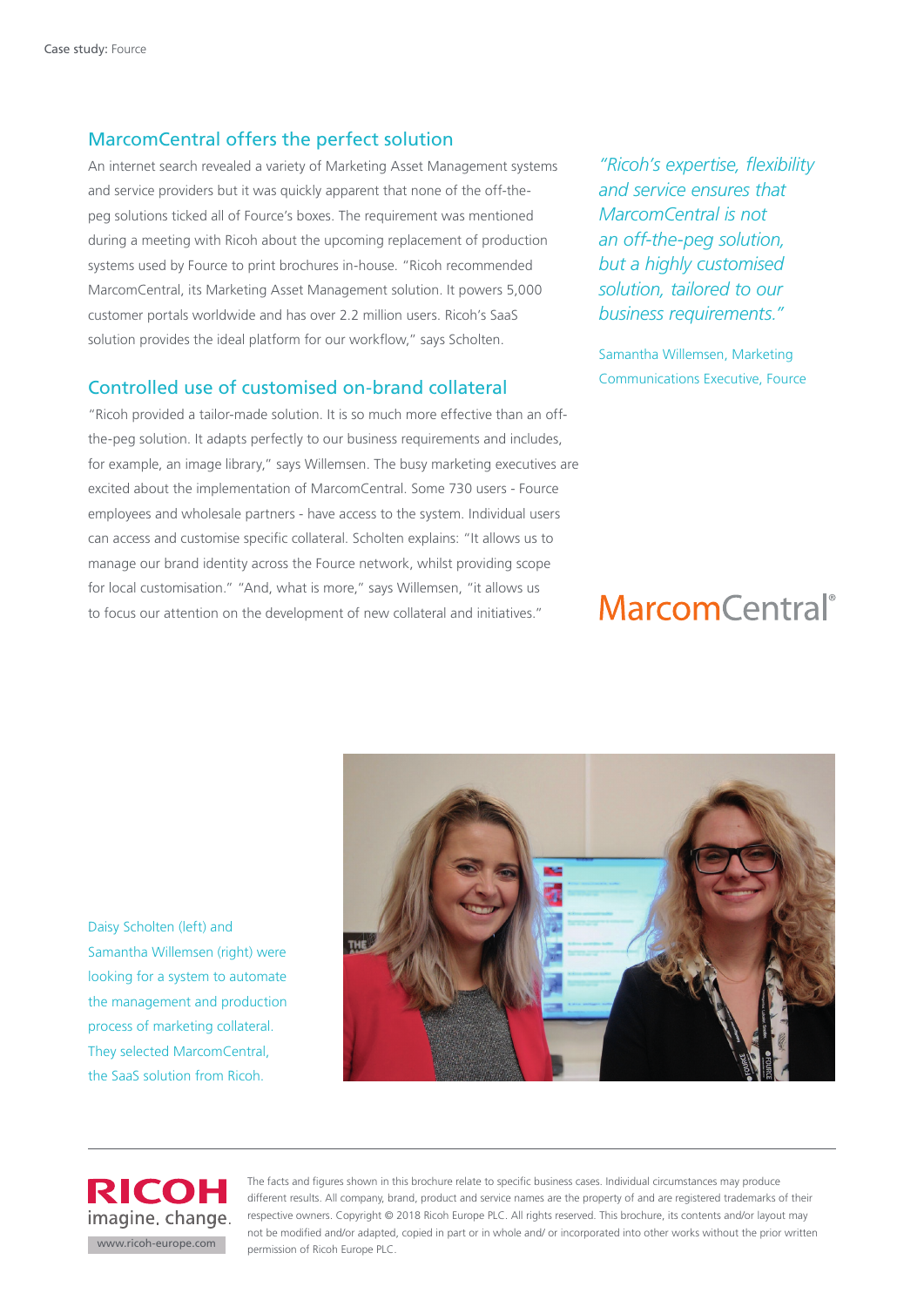## MarcomCentral offers the perfect solution

An internet search revealed a variety of Marketing Asset Management systems and service providers but it was quickly apparent that none of the off-the-peg solutions ticked all of Fource's boxes. The requirement was mentioned during a meeting with Ricoh about the upcoming replacement of production systems used by Fource to print brochures in-house. "Ricoh recommended MarcomCentral, its Marketing Asset Management solution. It powers 5,000 customer portals worldwide and has over 2.2 million users. Ricoh's SaaS solution provides the ideal platform for our workflow," says Scholten.

## Controlled use of customised on-brand collateral

"Ricoh provided a tailor-made solution. It is so much more effective than an off-the-peg solution. It adapts perfectly to our business requirements and includes, for example, an image library," says Willemsen. The busy marketing executives are excited about the implementation of MarcomCentral. Some 730 users - Fource employees and wholesale partners - have access to the system. Individual users can access and customise specific collateral. Scholten explains: "It allows us to manage our brand identity across the Fource network, whilst providing scope for local customisation." "And, what is more," says Willemsen, "it allows us to focus our attention on the development of new collateral and initiatives."

*"Ricoh's expertise, flexibility and service ensures that MarcomCentral is not an off-the-peg solution, but a highly customised solution, tailored to our business requirements."*

Samantha Willemsen, Marketing Communications Executive, Fource

MarcomCentral®

Daisy Scholten (left) and Samantha Willemsen (right) were looking for a system to automate the management and production process of marketing collateral. They selected MarcomCentral, the SaaS solution from Ricoh.

RICOH
imagine. change.
www.ricoh-europe.com

The facts and figures shown in this brochure relate to specific business cases. Individual circumstances may produce different results. All company, brand, product and service names are the property of and are registered trademarks of their respective owners. Copyright © 2018 Ricoh Europe PLC. All rights reserved. This brochure, its contents and/or layout may not be modified and/or adapted, copied in part or in whole and/ or incorporated into other works without the prior written permission of Ricoh Europe PLC.